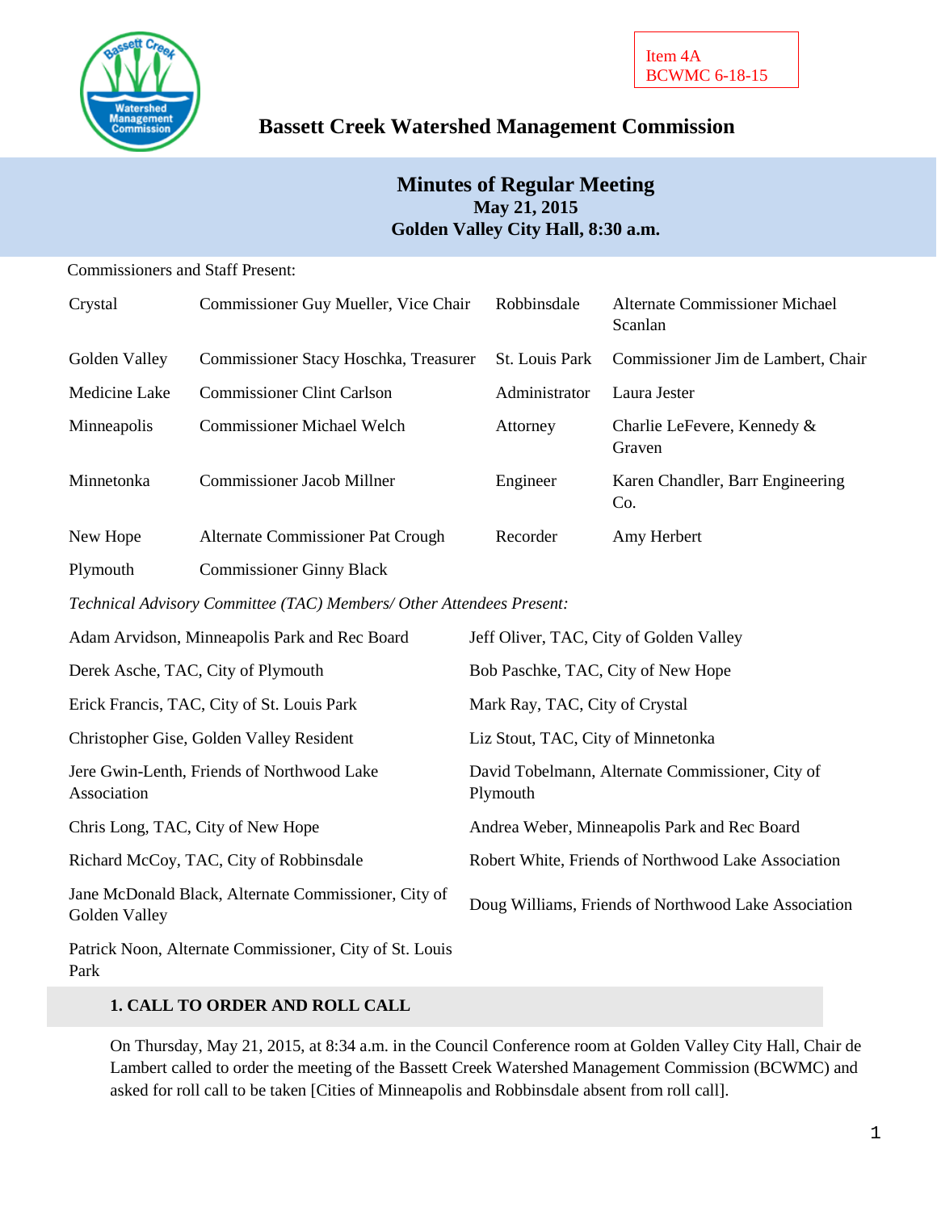Item 4A
BCWMC 6-18-15

# Bassett Creek Watershed Management Commission

## Minutes of Regular Meeting
**May 21, 2015**
**Golden Valley City Hall, 8:30 a.m.**

Commissioners and Staff Present:

| | | | |
|---|---|---|---|
| Crystal | Commissioner Guy Mueller, Vice Chair | Robbinsdale | Alternate Commissioner Michael Scanlan |
| Golden Valley | Commissioner Stacy Hoschka, Treasurer | St. Louis Park | Commissioner Jim de Lambert, Chair |
| Medicine Lake | Commissioner Clint Carlson | Administrator | Laura Jester |
| Minneapolis | Commissioner Michael Welch | Attorney | Charlie LeFevere, Kennedy & Graven |
| Minnetonka | Commissioner Jacob Millner | Engineer | Karen Chandler, Barr Engineering Co. |
| New Hope | Alternate Commissioner Pat Crough | Recorder | Amy Herbert |
| Plymouth | Commissioner Ginny Black | | |

*Technical Advisory Committee (TAC) Members/ Other Attendees Present:*

| | |
|---|---|
| Adam Arvidson, Minneapolis Park and Rec Board | Jeff Oliver, TAC, City of Golden Valley |
| Derek Asche, TAC, City of Plymouth | Bob Paschke, TAC, City of New Hope |
| Erick Francis, TAC, City of St. Louis Park | Mark Ray, TAC, City of Crystal |
| Christopher Gise, Golden Valley Resident | Liz Stout, TAC, City of Minnetonka |
| Jere Gwin-Lenth, Friends of Northwood Lake Association | David Tobelmann, Alternate Commissioner, City of Plymouth |
| Chris Long, TAC, City of New Hope | Andrea Weber, Minneapolis Park and Rec Board |
| Richard McCoy, TAC, City of Robbinsdale | Robert White, Friends of Northwood Lake Association |
| Jane McDonald Black, Alternate Commissioner, City of Golden Valley | Doug Williams, Friends of Northwood Lake Association |
| Patrick Noon, Alternate Commissioner, City of St. Louis Park | |

### 1. CALL TO ORDER AND ROLL CALL

On Thursday, May 21, 2015, at 8:34 a.m. in the Council Conference room at Golden Valley City Hall, Chair de Lambert called to order the meeting of the Bassett Creek Watershed Management Commission (BCWMC) and asked for roll call to be taken [Cities of Minneapolis and Robbinsdale absent from roll call].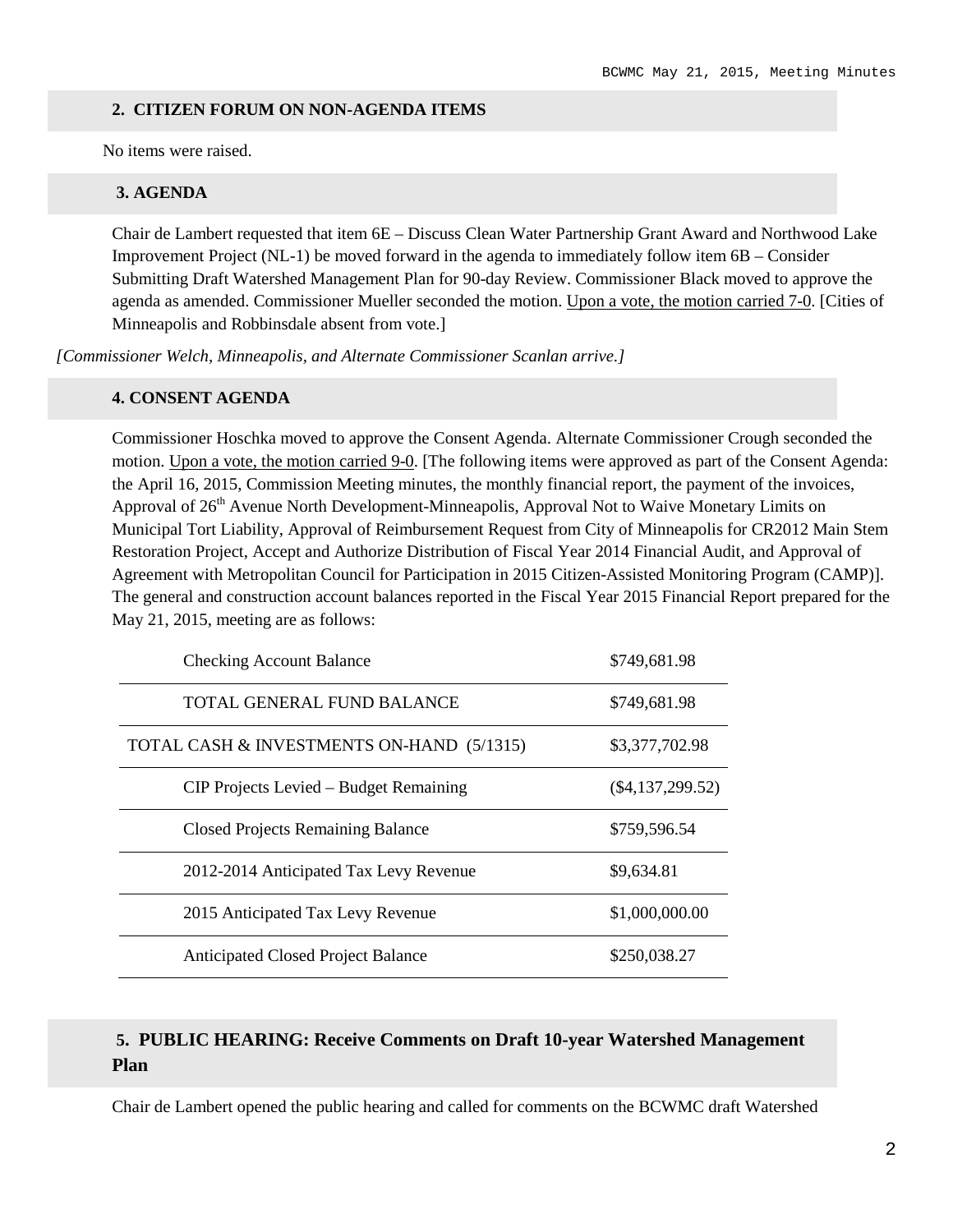## 2. CITIZEN FORUM ON NON-AGENDA ITEMS

No items were raised.

## 3. AGENDA

Chair de Lambert requested that item 6E – Discuss Clean Water Partnership Grant Award and Northwood Lake Improvement Project (NL-1) be moved forward in the agenda to immediately follow item 6B – Consider Submitting Draft Watershed Management Plan for 90-day Review. Commissioner Black moved to approve the agenda as amended. Commissioner Mueller seconded the motion. Upon a vote, the motion carried 7-0. [Cities of Minneapolis and Robbinsdale absent from vote.]

*[Commissioner Welch, Minneapolis, and Alternate Commissioner Scanlan arrive.]*

## 4. CONSENT AGENDA

Commissioner Hoschka moved to approve the Consent Agenda. Alternate Commissioner Crough seconded the motion. Upon a vote, the motion carried 9-0. [The following items were approved as part of the Consent Agenda: the April 16, 2015, Commission Meeting minutes, the monthly financial report, the payment of the invoices, Approval of 26th Avenue North Development-Minneapolis, Approval Not to Waive Monetary Limits on Municipal Tort Liability, Approval of Reimbursement Request from City of Minneapolis for CR2012 Main Stem Restoration Project, Accept and Authorize Distribution of Fiscal Year 2014 Financial Audit, and Approval of Agreement with Metropolitan Council for Participation in 2015 Citizen-Assisted Monitoring Program (CAMP)]. The general and construction account balances reported in the Fiscal Year 2015 Financial Report prepared for the May 21, 2015, meeting are as follows:

| | |
|---|---|
| Checking Account Balance | $749,681.98 |
| TOTAL GENERAL FUND BALANCE | $749,681.98 |
| TOTAL CASH & INVESTMENTS ON-HAND (5/1315) | $3,377,702.98 |
| CIP Projects Levied – Budget Remaining | ($4,137,299.52) |
| Closed Projects Remaining Balance | $759,596.54 |
| 2012-2014 Anticipated Tax Levy Revenue | $9,634.81 |
| 2015 Anticipated Tax Levy Revenue | $1,000,000.00 |
| Anticipated Closed Project Balance | $250,038.27 |

## 5. PUBLIC HEARING: Receive Comments on Draft 10-year Watershed Management Plan

Chair de Lambert opened the public hearing and called for comments on the BCWMC draft Watershed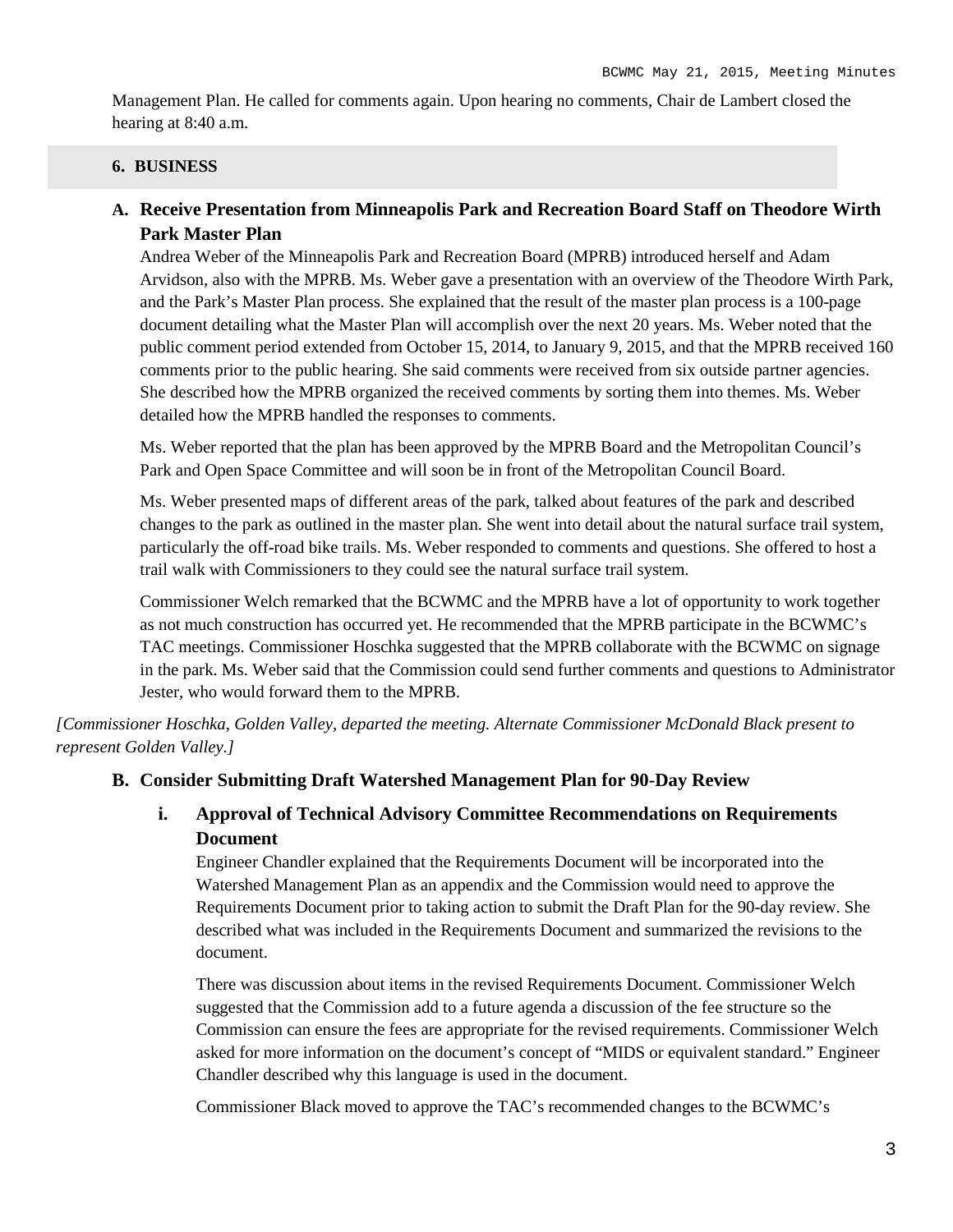Management Plan. He called for comments again. Upon hearing no comments, Chair de Lambert closed the hearing at 8:40 a.m.

## 6. BUSINESS

### A. Receive Presentation from Minneapolis Park and Recreation Board Staff on Theodore Wirth Park Master Plan

Andrea Weber of the Minneapolis Park and Recreation Board (MPRB) introduced herself and Adam Arvidson, also with the MPRB. Ms. Weber gave a presentation with an overview of the Theodore Wirth Park, and the Park's Master Plan process. She explained that the result of the master plan process is a 100-page document detailing what the Master Plan will accomplish over the next 20 years. Ms. Weber noted that the public comment period extended from October 15, 2014, to January 9, 2015, and that the MPRB received 160 comments prior to the public hearing. She said comments were received from six outside partner agencies. She described how the MPRB organized the received comments by sorting them into themes. Ms. Weber detailed how the MPRB handled the responses to comments.

Ms. Weber reported that the plan has been approved by the MPRB Board and the Metropolitan Council's Park and Open Space Committee and will soon be in front of the Metropolitan Council Board.

Ms. Weber presented maps of different areas of the park, talked about features of the park and described changes to the park as outlined in the master plan. She went into detail about the natural surface trail system, particularly the off-road bike trails. Ms. Weber responded to comments and questions. She offered to host a trail walk with Commissioners to they could see the natural surface trail system.

Commissioner Welch remarked that the BCWMC and the MPRB have a lot of opportunity to work together as not much construction has occurred yet. He recommended that the MPRB participate in the BCWMC's TAC meetings. Commissioner Hoschka suggested that the MPRB collaborate with the BCWMC on signage in the park. Ms. Weber said that the Commission could send further comments and questions to Administrator Jester, who would forward them to the MPRB.

*[Commissioner Hoschka, Golden Valley, departed the meeting. Alternate Commissioner McDonald Black present to represent Golden Valley.]*

### B. Consider Submitting Draft Watershed Management Plan for 90-Day Review

#### i. Approval of Technical Advisory Committee Recommendations on Requirements Document

Engineer Chandler explained that the Requirements Document will be incorporated into the Watershed Management Plan as an appendix and the Commission would need to approve the Requirements Document prior to taking action to submit the Draft Plan for the 90-day review. She described what was included in the Requirements Document and summarized the revisions to the document.

There was discussion about items in the revised Requirements Document. Commissioner Welch suggested that the Commission add to a future agenda a discussion of the fee structure so the Commission can ensure the fees are appropriate for the revised requirements. Commissioner Welch asked for more information on the document's concept of "MIDS or equivalent standard." Engineer Chandler described why this language is used in the document.

Commissioner Black moved to approve the TAC's recommended changes to the BCWMC's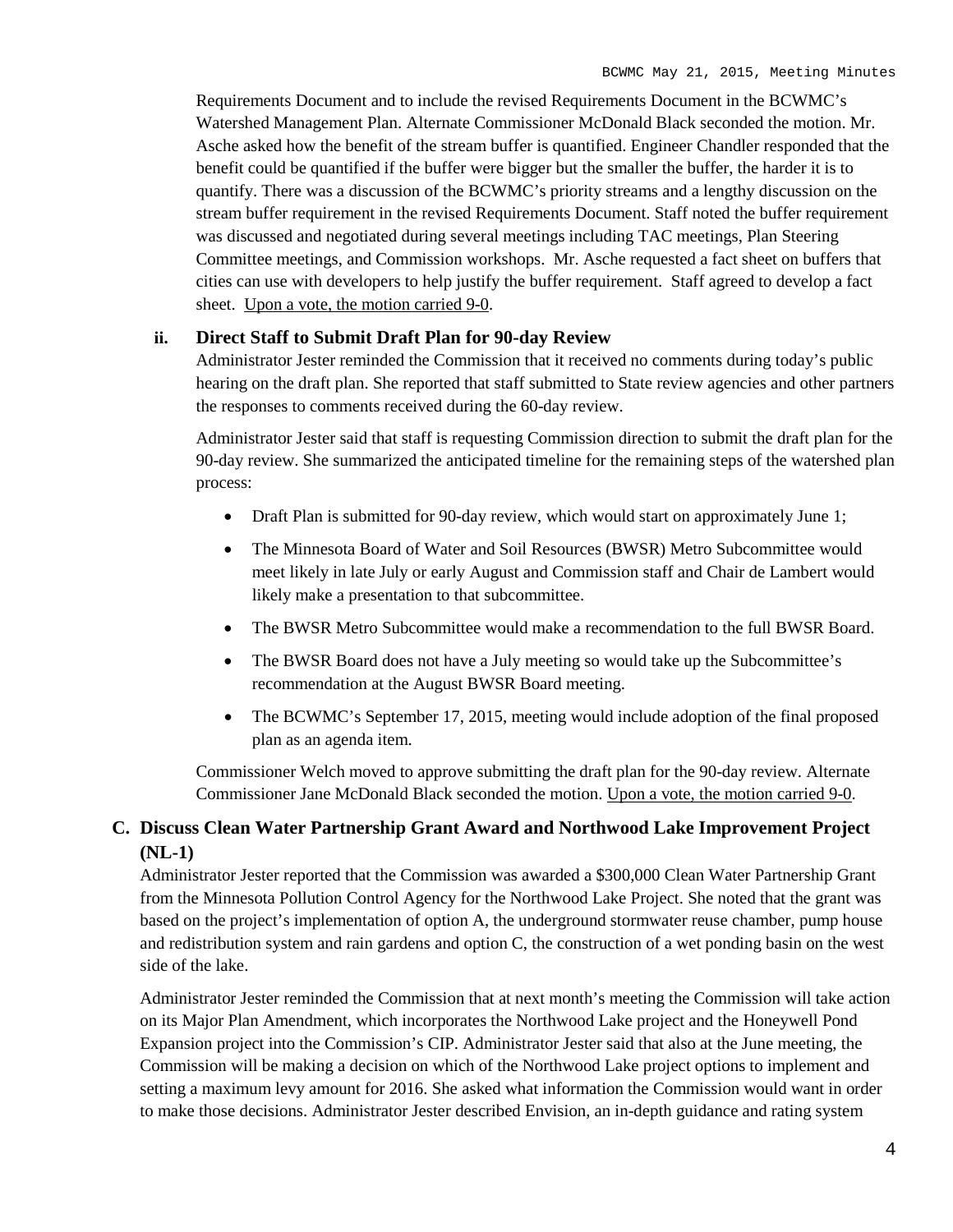Requirements Document and to include the revised Requirements Document in the BCWMC's Watershed Management Plan. Alternate Commissioner McDonald Black seconded the motion. Mr. Asche asked how the benefit of the stream buffer is quantified. Engineer Chandler responded that the benefit could be quantified if the buffer were bigger but the smaller the buffer, the harder it is to quantify. There was a discussion of the BCWMC's priority streams and a lengthy discussion on the stream buffer requirement in the revised Requirements Document. Staff noted the buffer requirement was discussed and negotiated during several meetings including TAC meetings, Plan Steering Committee meetings, and Commission workshops. Mr. Asche requested a fact sheet on buffers that cities can use with developers to help justify the buffer requirement. Staff agreed to develop a fact sheet. Upon a vote, the motion carried 9-0.

#### ii. Direct Staff to Submit Draft Plan for 90-day Review

Administrator Jester reminded the Commission that it received no comments during today's public hearing on the draft plan. She reported that staff submitted to State review agencies and other partners the responses to comments received during the 60-day review.

Administrator Jester said that staff is requesting Commission direction to submit the draft plan for the 90-day review. She summarized the anticipated timeline for the remaining steps of the watershed plan process:

- Draft Plan is submitted for 90-day review, which would start on approximately June 1;
- The Minnesota Board of Water and Soil Resources (BWSR) Metro Subcommittee would meet likely in late July or early August and Commission staff and Chair de Lambert would likely make a presentation to that subcommittee.
- The BWSR Metro Subcommittee would make a recommendation to the full BWSR Board.
- The BWSR Board does not have a July meeting so would take up the Subcommittee's recommendation at the August BWSR Board meeting.
- The BCWMC's September 17, 2015, meeting would include adoption of the final proposed plan as an agenda item.

Commissioner Welch moved to approve submitting the draft plan for the 90-day review. Alternate Commissioner Jane McDonald Black seconded the motion. Upon a vote, the motion carried 9-0.

### C. Discuss Clean Water Partnership Grant Award and Northwood Lake Improvement Project (NL-1)

Administrator Jester reported that the Commission was awarded a $300,000 Clean Water Partnership Grant from the Minnesota Pollution Control Agency for the Northwood Lake Project. She noted that the grant was based on the project's implementation of option A, the underground stormwater reuse chamber, pump house and redistribution system and rain gardens and option C, the construction of a wet ponding basin on the west side of the lake.

Administrator Jester reminded the Commission that at next month's meeting the Commission will take action on its Major Plan Amendment, which incorporates the Northwood Lake project and the Honeywell Pond Expansion project into the Commission's CIP. Administrator Jester said that also at the June meeting, the Commission will be making a decision on which of the Northwood Lake project options to implement and setting a maximum levy amount for 2016. She asked what information the Commission would want in order to make those decisions. Administrator Jester described Envision, an in-depth guidance and rating system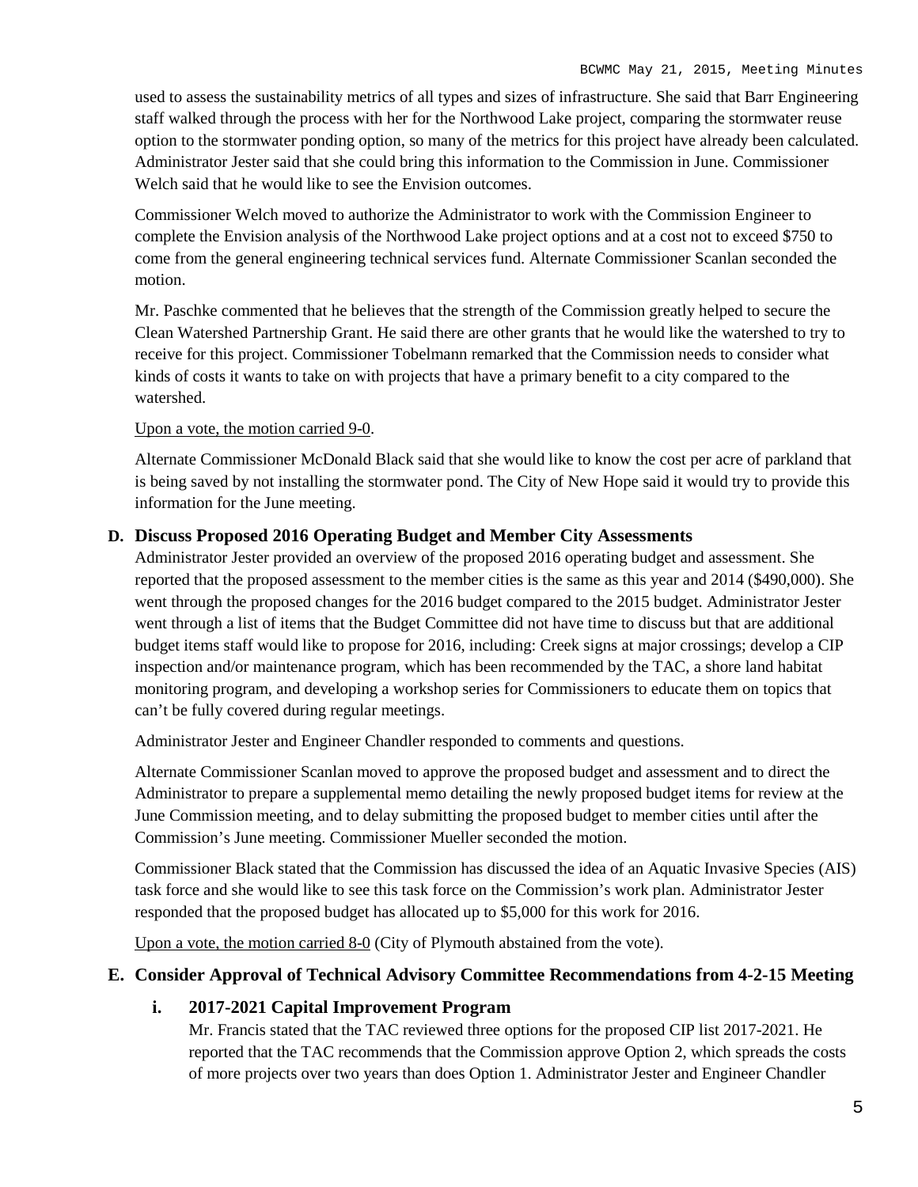used to assess the sustainability metrics of all types and sizes of infrastructure. She said that Barr Engineering staff walked through the process with her for the Northwood Lake project, comparing the stormwater reuse option to the stormwater ponding option, so many of the metrics for this project have already been calculated. Administrator Jester said that she could bring this information to the Commission in June. Commissioner Welch said that he would like to see the Envision outcomes.

Commissioner Welch moved to authorize the Administrator to work with the Commission Engineer to complete the Envision analysis of the Northwood Lake project options and at a cost not to exceed $750 to come from the general engineering technical services fund. Alternate Commissioner Scanlan seconded the motion.

Mr. Paschke commented that he believes that the strength of the Commission greatly helped to secure the Clean Watershed Partnership Grant. He said there are other grants that he would like the watershed to try to receive for this project. Commissioner Tobelmann remarked that the Commission needs to consider what kinds of costs it wants to take on with projects that have a primary benefit to a city compared to the watershed.

Upon a vote, the motion carried 9-0.

Alternate Commissioner McDonald Black said that she would like to know the cost per acre of parkland that is being saved by not installing the stormwater pond. The City of New Hope said it would try to provide this information for the June meeting.

**D. Discuss Proposed 2016 Operating Budget and Member City Assessments**

Administrator Jester provided an overview of the proposed 2016 operating budget and assessment. She reported that the proposed assessment to the member cities is the same as this year and 2014 ($490,000). She went through the proposed changes for the 2016 budget compared to the 2015 budget. Administrator Jester went through a list of items that the Budget Committee did not have time to discuss but that are additional budget items staff would like to propose for 2016, including: Creek signs at major crossings; develop a CIP inspection and/or maintenance program, which has been recommended by the TAC, a shore land habitat monitoring program, and developing a workshop series for Commissioners to educate them on topics that can't be fully covered during regular meetings.

Administrator Jester and Engineer Chandler responded to comments and questions.

Alternate Commissioner Scanlan moved to approve the proposed budget and assessment and to direct the Administrator to prepare a supplemental memo detailing the newly proposed budget items for review at the June Commission meeting, and to delay submitting the proposed budget to member cities until after the Commission's June meeting. Commissioner Mueller seconded the motion.

Commissioner Black stated that the Commission has discussed the idea of an Aquatic Invasive Species (AIS) task force and she would like to see this task force on the Commission's work plan. Administrator Jester responded that the proposed budget has allocated up to $5,000 for this work for 2016.

Upon a vote, the motion carried 8-0 (City of Plymouth abstained from the vote).

**E. Consider Approval of Technical Advisory Committee Recommendations from 4-2-15 Meeting**

**i. 2017-2021 Capital Improvement Program**

Mr. Francis stated that the TAC reviewed three options for the proposed CIP list 2017-2021. He reported that the TAC recommends that the Commission approve Option 2, which spreads the costs of more projects over two years than does Option 1. Administrator Jester and Engineer Chandler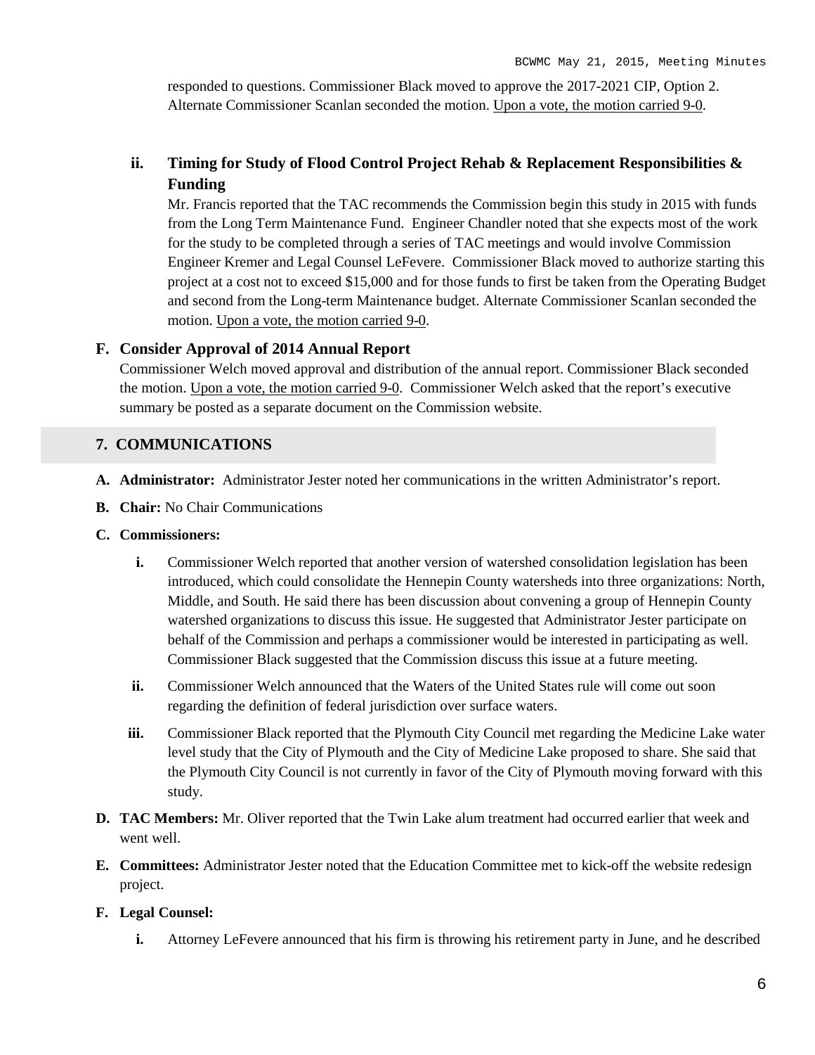responded to questions. Commissioner Black moved to approve the 2017-2021 CIP, Option 2. Alternate Commissioner Scanlan seconded the motion. Upon a vote, the motion carried 9-0.

### ii. Timing for Study of Flood Control Project Rehab & Replacement Responsibilities & Funding

Mr. Francis reported that the TAC recommends the Commission begin this study in 2015 with funds from the Long Term Maintenance Fund. Engineer Chandler noted that she expects most of the work for the study to be completed through a series of TAC meetings and would involve Commission Engineer Kremer and Legal Counsel LeFevere. Commissioner Black moved to authorize starting this project at a cost not to exceed $15,000 and for those funds to first be taken from the Operating Budget and second from the Long-term Maintenance budget. Alternate Commissioner Scanlan seconded the motion. Upon a vote, the motion carried 9-0.

### F. Consider Approval of 2014 Annual Report

Commissioner Welch moved approval and distribution of the annual report. Commissioner Black seconded the motion. Upon a vote, the motion carried 9-0. Commissioner Welch asked that the report's executive summary be posted as a separate document on the Commission website.

## 7. COMMUNICATIONS

**A. Administrator:** Administrator Jester noted her communications in the written Administrator's report.

**B. Chair:** No Chair Communications

**C. Commissioners:**

- **i.** Commissioner Welch reported that another version of watershed consolidation legislation has been introduced, which could consolidate the Hennepin County watersheds into three organizations: North, Middle, and South. He said there has been discussion about convening a group of Hennepin County watershed organizations to discuss this issue. He suggested that Administrator Jester participate on behalf of the Commission and perhaps a commissioner would be interested in participating as well. Commissioner Black suggested that the Commission discuss this issue at a future meeting.
- **ii.** Commissioner Welch announced that the Waters of the United States rule will come out soon regarding the definition of federal jurisdiction over surface waters.
- **iii.** Commissioner Black reported that the Plymouth City Council met regarding the Medicine Lake water level study that the City of Plymouth and the City of Medicine Lake proposed to share. She said that the Plymouth City Council is not currently in favor of the City of Plymouth moving forward with this study.

**D. TAC Members:** Mr. Oliver reported that the Twin Lake alum treatment had occurred earlier that week and went well.

**E. Committees:** Administrator Jester noted that the Education Committee met to kick-off the website redesign project.

**F. Legal Counsel:**

- **i.** Attorney LeFevere announced that his firm is throwing his retirement party in June, and he described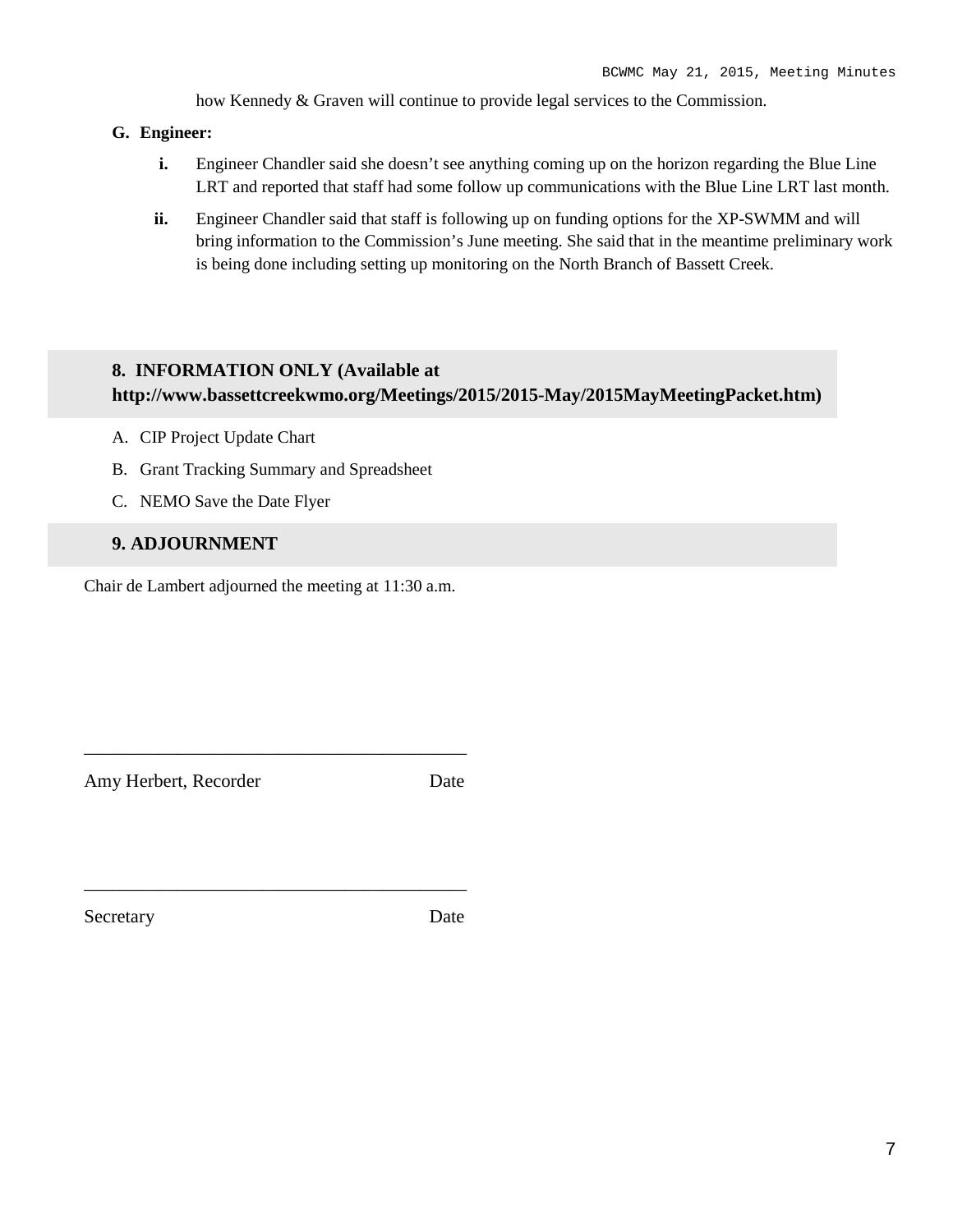how Kennedy & Graven will continue to provide legal services to the Commission.

**G. Engineer:**

- **i.** Engineer Chandler said she doesn't see anything coming up on the horizon regarding the Blue Line LRT and reported that staff had some follow up communications with the Blue Line LRT last month.
- **ii.** Engineer Chandler said that staff is following up on funding options for the XP-SWMM and will bring information to the Commission's June meeting. She said that in the meantime preliminary work is being done including setting up monitoring on the North Branch of Bassett Creek.

## 8. INFORMATION ONLY (Available at http://www.bassettcreekwmo.org/Meetings/2015/2015-May/2015MayMeetingPacket.htm)

A. CIP Project Update Chart

B. Grant Tracking Summary and Spreadsheet

C. NEMO Save the Date Flyer

## 9. ADJOURNMENT

Chair de Lambert adjourned the meeting at 11:30 a.m.

\_\_\_\_\_\_\_\_\_\_\_\_\_\_\_\_\_\_\_\_\_\_\_\_\_\_\_\_\_\_\_\_\_\_\_\_\_\_\_\_\_\_

Amy Herbert, Recorder                    Date

\_\_\_\_\_\_\_\_\_\_\_\_\_\_\_\_\_\_\_\_\_\_\_\_\_\_\_\_\_\_\_\_\_\_\_\_\_\_\_\_\_\_

Secretary                    Date